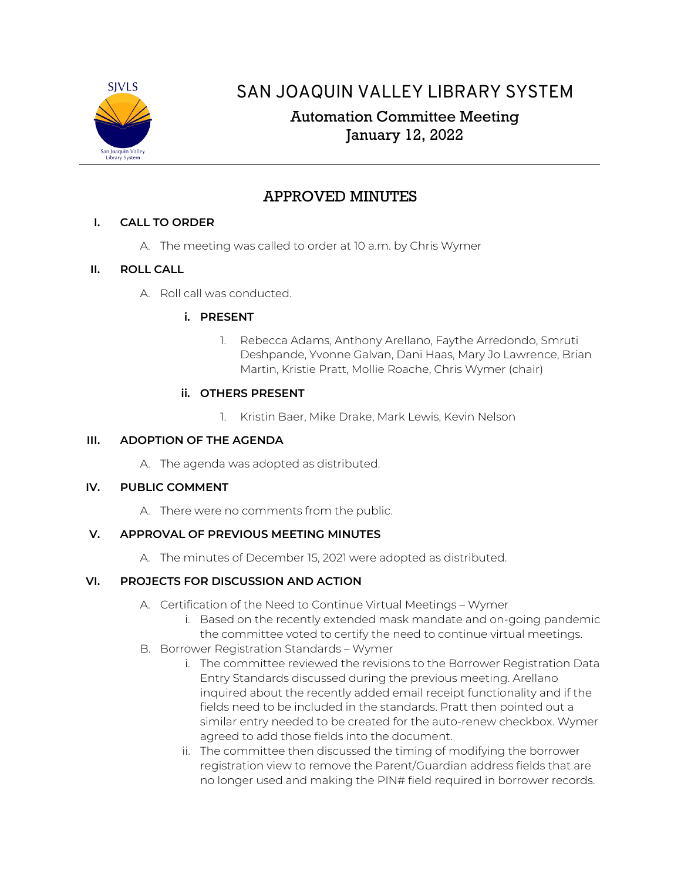# SAN JOAQUIN VALLEY LIBRARY SYSTEM

## Automation Committee Meeting
## January 12, 2022

## APPROVED MINUTES

**I. CALL TO ORDER**

A. The meeting was called to order at 10 a.m. by Chris Wymer

**II. ROLL CALL**

A. Roll call was conducted.

**i. PRESENT**

1. Rebecca Adams, Anthony Arellano, Faythe Arredondo, Smruti Deshpande, Yvonne Galvan, Dani Haas, Mary Jo Lawrence, Brian Martin, Kristie Pratt, Mollie Roache, Chris Wymer (chair)

**ii. OTHERS PRESENT**

1. Kristin Baer, Mike Drake, Mark Lewis, Kevin Nelson

**III. ADOPTION OF THE AGENDA**

A. The agenda was adopted as distributed.

**IV. PUBLIC COMMENT**

A. There were no comments from the public.

**V. APPROVAL OF PREVIOUS MEETING MINUTES**

A. The minutes of December 15, 2021 were adopted as distributed.

**VI. PROJECTS FOR DISCUSSION AND ACTION**

A. Certification of the Need to Continue Virtual Meetings – Wymer
   i. Based on the recently extended mask mandate and on-going pandemic the committee voted to certify the need to continue virtual meetings.

B. Borrower Registration Standards – Wymer
   i. The committee reviewed the revisions to the Borrower Registration Data Entry Standards discussed during the previous meeting. Arellano inquired about the recently added email receipt functionality and if the fields need to be included in the standards. Pratt then pointed out a similar entry needed to be created for the auto-renew checkbox. Wymer agreed to add those fields into the document.
   ii. The committee then discussed the timing of modifying the borrower registration view to remove the Parent/Guardian address fields that are no longer used and making the PIN# field required in borrower records.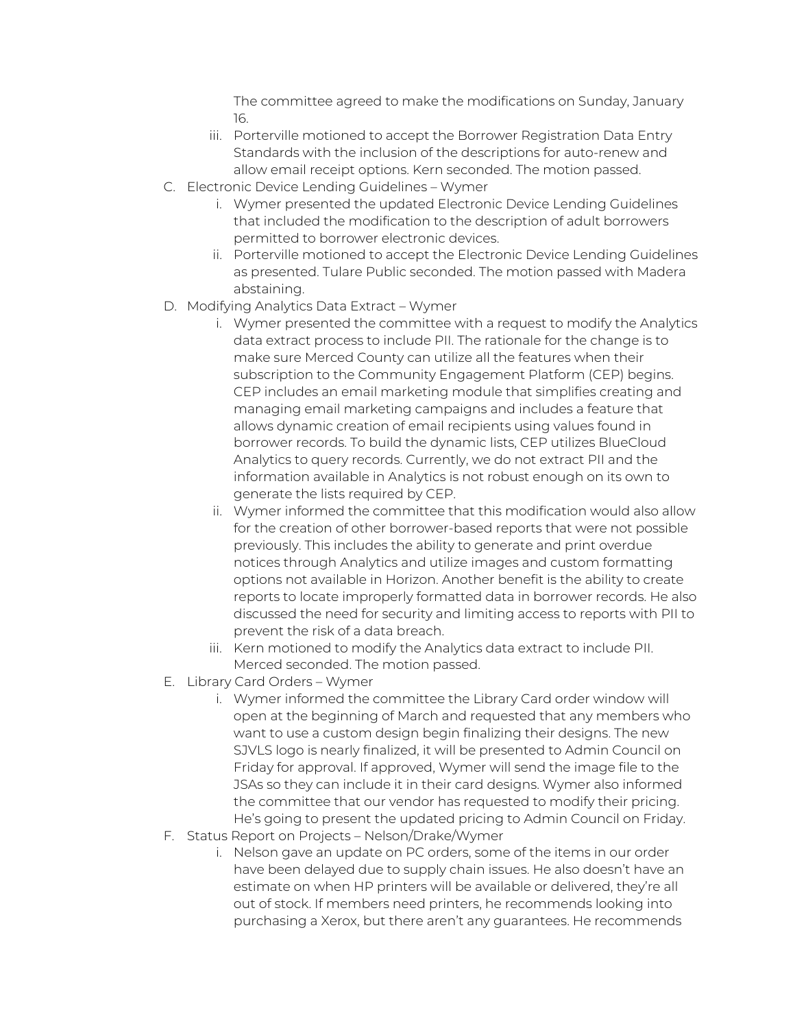The committee agreed to make the modifications on Sunday, January 16.

iii. Porterville motioned to accept the Borrower Registration Data Entry Standards with the inclusion of the descriptions for auto-renew and allow email receipt options. Kern seconded. The motion passed.

C. Electronic Device Lending Guidelines – Wymer

i. Wymer presented the updated Electronic Device Lending Guidelines that included the modification to the description of adult borrowers permitted to borrower electronic devices.

ii. Porterville motioned to accept the Electronic Device Lending Guidelines as presented. Tulare Public seconded. The motion passed with Madera abstaining.

D. Modifying Analytics Data Extract – Wymer

i. Wymer presented the committee with a request to modify the Analytics data extract process to include PII. The rationale for the change is to make sure Merced County can utilize all the features when their subscription to the Community Engagement Platform (CEP) begins. CEP includes an email marketing module that simplifies creating and managing email marketing campaigns and includes a feature that allows dynamic creation of email recipients using values found in borrower records. To build the dynamic lists, CEP utilizes BlueCloud Analytics to query records. Currently, we do not extract PII and the information available in Analytics is not robust enough on its own to generate the lists required by CEP.

ii. Wymer informed the committee that this modification would also allow for the creation of other borrower-based reports that were not possible previously. This includes the ability to generate and print overdue notices through Analytics and utilize images and custom formatting options not available in Horizon. Another benefit is the ability to create reports to locate improperly formatted data in borrower records. He also discussed the need for security and limiting access to reports with PII to prevent the risk of a data breach.

iii. Kern motioned to modify the Analytics data extract to include PII. Merced seconded. The motion passed.

E. Library Card Orders – Wymer

i. Wymer informed the committee the Library Card order window will open at the beginning of March and requested that any members who want to use a custom design begin finalizing their designs. The new SJVLS logo is nearly finalized, it will be presented to Admin Council on Friday for approval. If approved, Wymer will send the image file to the JSAs so they can include it in their card designs. Wymer also informed the committee that our vendor has requested to modify their pricing. He's going to present the updated pricing to Admin Council on Friday.

F. Status Report on Projects – Nelson/Drake/Wymer

i. Nelson gave an update on PC orders, some of the items in our order have been delayed due to supply chain issues. He also doesn't have an estimate on when HP printers will be available or delivered, they're all out of stock. If members need printers, he recommends looking into purchasing a Xerox, but there aren't any guarantees. He recommends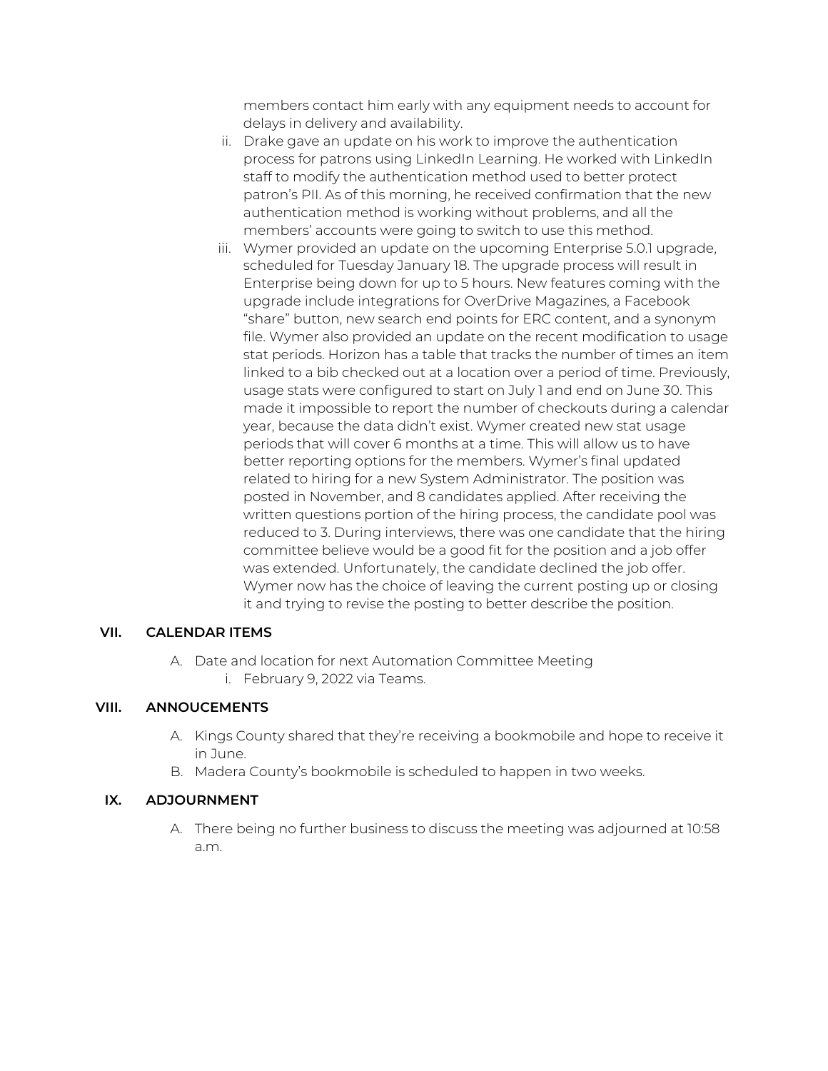members contact him early with any equipment needs to account for delays in delivery and availability.

ii. Drake gave an update on his work to improve the authentication process for patrons using LinkedIn Learning. He worked with LinkedIn staff to modify the authentication method used to better protect patron's PII. As of this morning, he received confirmation that the new authentication method is working without problems, and all the members' accounts were going to switch to use this method.

iii. Wymer provided an update on the upcoming Enterprise 5.0.1 upgrade, scheduled for Tuesday January 18. The upgrade process will result in Enterprise being down for up to 5 hours. New features coming with the upgrade include integrations for OverDrive Magazines, a Facebook "share" button, new search end points for ERC content, and a synonym file. Wymer also provided an update on the recent modification to usage stat periods. Horizon has a table that tracks the number of times an item linked to a bib checked out at a location over a period of time. Previously, usage stats were configured to start on July 1 and end on June 30. This made it impossible to report the number of checkouts during a calendar year, because the data didn't exist. Wymer created new stat usage periods that will cover 6 months at a time. This will allow us to have better reporting options for the members. Wymer's final updated related to hiring for a new System Administrator. The position was posted in November, and 8 candidates applied. After receiving the written questions portion of the hiring process, the candidate pool was reduced to 3. During interviews, there was one candidate that the hiring committee believe would be a good fit for the position and a job offer was extended. Unfortunately, the candidate declined the job offer. Wymer now has the choice of leaving the current posting up or closing it and trying to revise the posting to better describe the position.

## VII. CALENDAR ITEMS

A. Date and location for next Automation Committee Meeting

i. February 9, 2022 via Teams.

## VIII. ANNOUCEMENTS

A. Kings County shared that they're receiving a bookmobile and hope to receive it in June.

B. Madera County's bookmobile is scheduled to happen in two weeks.

## IX. ADJOURNMENT

A. There being no further business to discuss the meeting was adjourned at 10:58 a.m.